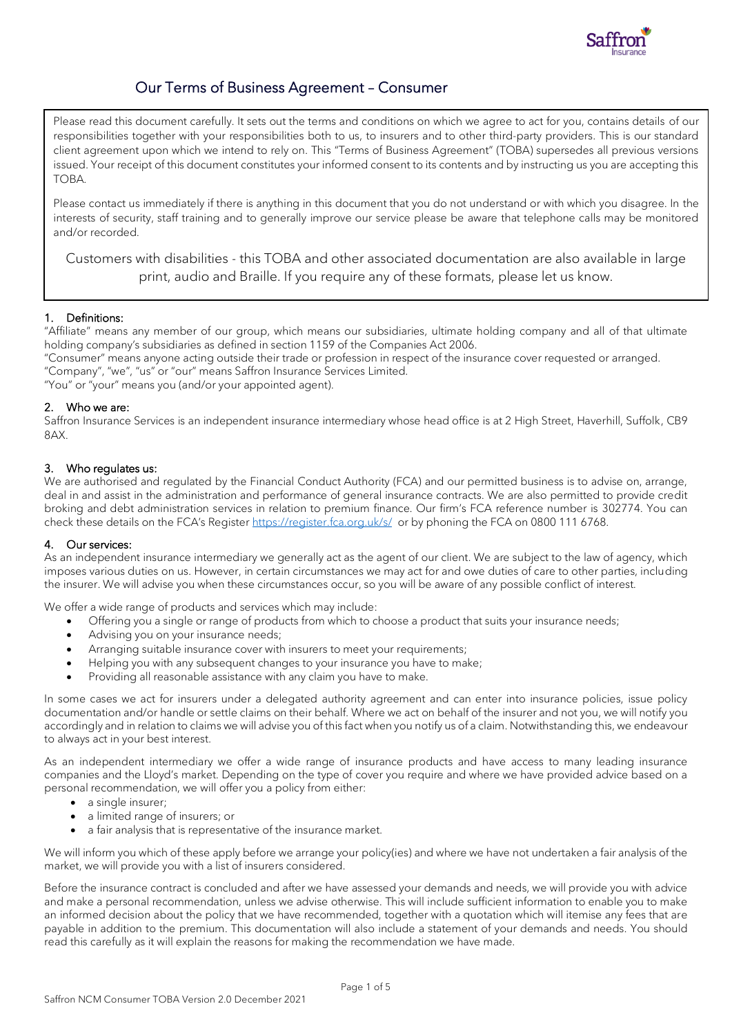# Our Terms of Business Agreement – Consumer

Please read this document carefully. It sets out the terms and conditions on which we agree to act for you, contains details of our responsibilities together with your responsibilities both to us, to insurers and to other third-party providers. This is our standard client agreement upon which we intend to rely on. This "Terms of Business Agreement" (TOBA) supersedes all previous versions issued. Your receipt of this document constitutes your informed consent to its contents and by instructing us you are accepting this TOBA.

Please contact us immediately if there is anything in this document that you do not understand or with which you disagree. In the interests of security, staff training and to generally improve our service please be aware that telephone calls may be monitored and/or recorded.

Customers with disabilities - this TOBA and other associated documentation are also available in large print, audio and Braille. If you require any of these formats, please let us know.

## 1. Definitions:

"Affiliate" means any member of our group, which means our subsidiaries, ultimate holding company and all of that ultimate holding company's subsidiaries as defined in section 1159 of the Companies Act 2006.

"Consumer" means anyone acting outside their trade or profession in respect of the insurance cover requested or arranged.

"Company", "we", "us" or "our" means Saffron Insurance Services Limited.

"You" or "your" means you (and/or your appointed agent).

## 2. Who we are:

Saffron Insurance Services is an independent insurance intermediary whose head office is at 2 High Street, Haverhill, Suffolk, CB9 8AX.

## 3. Who regulates us:

We are authorised and regulated by the Financial Conduct Authority (FCA) and our permitted business is to advise on, arrange, deal in and assist in the administration and performance of general insurance contracts. We are also permitted to provide credit broking and debt administration services in relation to premium finance. Our firm's FCA reference number is 302774. You can check these details on the FCA's Register https://register.fca.org.uk/s/ or by phoning the FCA on 0800 111 6768.

## 4. Our services:

As an independent insurance intermediary we generally act as the agent of our client. We are subject to the law of agency, which imposes various duties on us. However, in certain circumstances we may act for and owe duties of care to other parties, including the insurer. We will advise you when these circumstances occur, so you will be aware of any possible conflict of interest.

We offer a wide range of products and services which may include:

- Offering you a single or range of products from which to choose a product that suits your insurance needs;
- Advising you on your insurance needs;
- Arranging suitable insurance cover with insurers to meet your requirements;
- Helping you with any subsequent changes to your insurance you have to make;
- Providing all reasonable assistance with any claim you have to make.

In some cases we act for insurers under a delegated authority agreement and can enter into insurance policies, issue policy documentation and/or handle or settle claims on their behalf. Where we act on behalf of the insurer and not you, we will notify you accordingly and in relation to claims we will advise you of this fact when you notify us of a claim. Notwithstanding this, we endeavour to always act in your best interest.

As an independent intermediary we offer a wide range of insurance products and have access to many leading insurance companies and the Lloyd's market. Depending on the type of cover you require and where we have provided advice based on a personal recommendation, we will offer you a policy from either:

- a single insurer;
- a limited range of insurers; or
- a fair analysis that is representative of the insurance market.

We will inform you which of these apply before we arrange your policy(ies) and where we have not undertaken a fair analysis of the market, we will provide you with a list of insurers considered.

Before the insurance contract is concluded and after we have assessed your demands and needs, we will provide you with advice and make a personal recommendation, unless we advise otherwise. This will include sufficient information to enable you to make an informed decision about the policy that we have recommended, together with a quotation which will itemise any fees that are payable in addition to the premium. This documentation will also include a statement of your demands and needs. You should read this carefully as it will explain the reasons for making the recommendation we have made.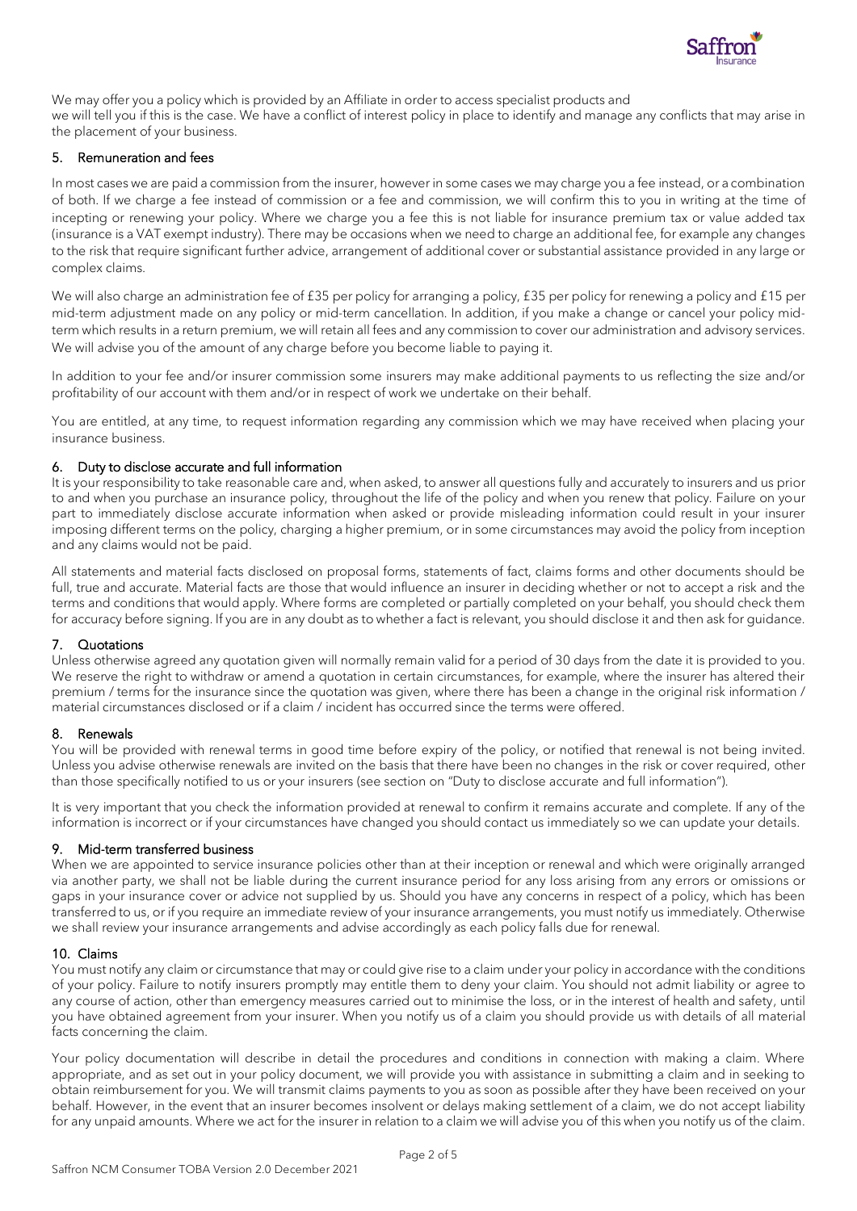We may offer you a policy which is provided by an Affiliate in order to access specialist products and we will tell you if this is the case. We have a conflict of interest policy in place to identify and manage any conflicts that may arise in the placement of your business.

## 5. Remuneration and fees

In most cases we are paid a commission from the insurer, however in some cases we may charge you a fee instead, or a combination of both. If we charge a fee instead of commission or a fee and commission, we will confirm this to you in writing at the time of incepting or renewing your policy. Where we charge you a fee this is not liable for insurance premium tax or value added tax (insurance is a VAT exempt industry). There may be occasions when we need to charge an additional fee, for example any changes to the risk that require significant further advice, arrangement of additional cover or substantial assistance provided in any large or complex claims.

We will also charge an administration fee of £35 per policy for arranging a policy, £35 per policy for renewing a policy and £15 per mid-term adjustment made on any policy or mid-term cancellation. In addition, if you make a change or cancel your policy mid-term which results in a return premium, we will retain all fees and any commission to cover our administration and advisory services. We will advise you of the amount of any charge before you become liable to paying it.

In addition to your fee and/or insurer commission some insurers may make additional payments to us reflecting the size and/or profitability of our account with them and/or in respect of work we undertake on their behalf.

You are entitled, at any time, to request information regarding any commission which we may have received when placing your insurance business.

## 6. Duty to disclose accurate and full information

It is your responsibility to take reasonable care and, when asked, to answer all questions fully and accurately to insurers and us prior to and when you purchase an insurance policy, throughout the life of the policy and when you renew that policy. Failure on your part to immediately disclose accurate information when asked or provide misleading information could result in your insurer imposing different terms on the policy, charging a higher premium, or in some circumstances may avoid the policy from inception and any claims would not be paid.

All statements and material facts disclosed on proposal forms, statements of fact, claims forms and other documents should be full, true and accurate. Material facts are those that would influence an insurer in deciding whether or not to accept a risk and the terms and conditions that would apply. Where forms are completed or partially completed on your behalf, you should check them for accuracy before signing. If you are in any doubt as to whether a fact is relevant, you should disclose it and then ask for guidance.

## 7. Quotations

Unless otherwise agreed any quotation given will normally remain valid for a period of 30 days from the date it is provided to you. We reserve the right to withdraw or amend a quotation in certain circumstances, for example, where the insurer has altered their premium / terms for the insurance since the quotation was given, where there has been a change in the original risk information / material circumstances disclosed or if a claim / incident has occurred since the terms were offered.

## 8. Renewals

You will be provided with renewal terms in good time before expiry of the policy, or notified that renewal is not being invited. Unless you advise otherwise renewals are invited on the basis that there have been no changes in the risk or cover required, other than those specifically notified to us or your insurers (see section on "Duty to disclose accurate and full information").

It is very important that you check the information provided at renewal to confirm it remains accurate and complete. If any of the information is incorrect or if your circumstances have changed you should contact us immediately so we can update your details.

## 9. Mid-term transferred business

When we are appointed to service insurance policies other than at their inception or renewal and which were originally arranged via another party, we shall not be liable during the current insurance period for any loss arising from any errors or omissions or gaps in your insurance cover or advice not supplied by us. Should you have any concerns in respect of a policy, which has been transferred to us, or if you require an immediate review of your insurance arrangements, you must notify us immediately. Otherwise we shall review your insurance arrangements and advise accordingly as each policy falls due for renewal.

## 10. Claims

You must notify any claim or circumstance that may or could give rise to a claim under your policy in accordance with the conditions of your policy. Failure to notify insurers promptly may entitle them to deny your claim. You should not admit liability or agree to any course of action, other than emergency measures carried out to minimise the loss, or in the interest of health and safety, until you have obtained agreement from your insurer. When you notify us of a claim you should provide us with details of all material facts concerning the claim.

Your policy documentation will describe in detail the procedures and conditions in connection with making a claim. Where appropriate, and as set out in your policy document, we will provide you with assistance in submitting a claim and in seeking to obtain reimbursement for you. We will transmit claims payments to you as soon as possible after they have been received on your behalf. However, in the event that an insurer becomes insolvent or delays making settlement of a claim, we do not accept liability for any unpaid amounts. Where we act for the insurer in relation to a claim we will advise you of this when you notify us of the claim.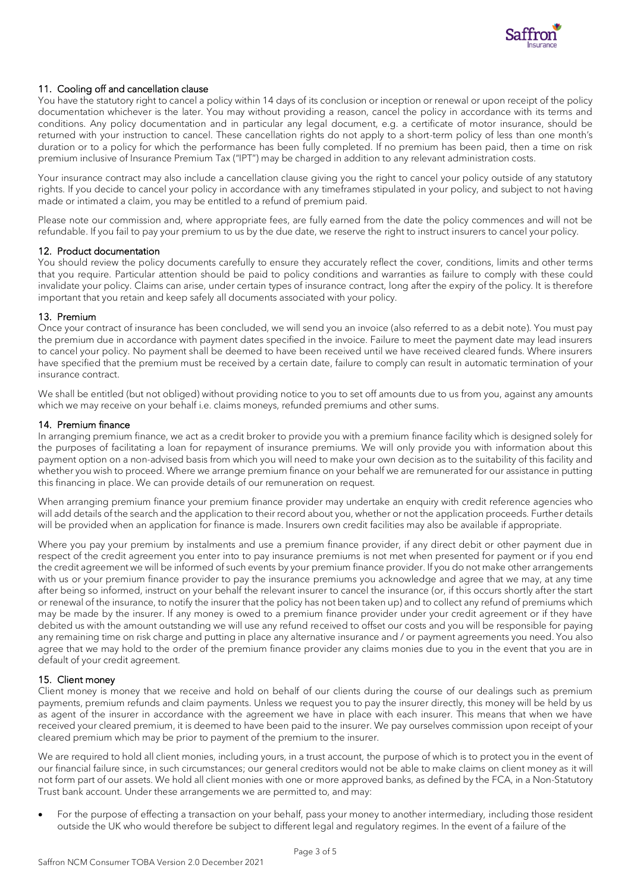## 11. Cooling off and cancellation clause

You have the statutory right to cancel a policy within 14 days of its conclusion or inception or renewal or upon receipt of the policy documentation whichever is the later. You may without providing a reason, cancel the policy in accordance with its terms and conditions. Any policy documentation and in particular any legal document, e.g. a certificate of motor insurance, should be returned with your instruction to cancel. These cancellation rights do not apply to a short-term policy of less than one month's duration or to a policy for which the performance has been fully completed. If no premium has been paid, then a time on risk premium inclusive of Insurance Premium Tax ("IPT") may be charged in addition to any relevant administration costs.

Your insurance contract may also include a cancellation clause giving you the right to cancel your policy outside of any statutory rights. If you decide to cancel your policy in accordance with any timeframes stipulated in your policy, and subject to not having made or intimated a claim, you may be entitled to a refund of premium paid.

Please note our commission and, where appropriate fees, are fully earned from the date the policy commences and will not be refundable. If you fail to pay your premium to us by the due date, we reserve the right to instruct insurers to cancel your policy.

## 12. Product documentation

You should review the policy documents carefully to ensure they accurately reflect the cover, conditions, limits and other terms that you require. Particular attention should be paid to policy conditions and warranties as failure to comply with these could invalidate your policy. Claims can arise, under certain types of insurance contract, long after the expiry of the policy. It is therefore important that you retain and keep safely all documents associated with your policy.

## 13. Premium

Once your contract of insurance has been concluded, we will send you an invoice (also referred to as a debit note). You must pay the premium due in accordance with payment dates specified in the invoice. Failure to meet the payment date may lead insurers to cancel your policy. No payment shall be deemed to have been received until we have received cleared funds. Where insurers have specified that the premium must be received by a certain date, failure to comply can result in automatic termination of your insurance contract.

We shall be entitled (but not obliged) without providing notice to you to set off amounts due to us from you, against any amounts which we may receive on your behalf i.e. claims moneys, refunded premiums and other sums.

## 14. Premium finance

In arranging premium finance, we act as a credit broker to provide you with a premium finance facility which is designed solely for the purposes of facilitating a loan for repayment of insurance premiums. We will only provide you with information about this payment option on a non-advised basis from which you will need to make your own decision as to the suitability of this facility and whether you wish to proceed. Where we arrange premium finance on your behalf we are remunerated for our assistance in putting this financing in place. We can provide details of our remuneration on request.

When arranging premium finance your premium finance provider may undertake an enquiry with credit reference agencies who will add details of the search and the application to their record about you, whether or not the application proceeds. Further details will be provided when an application for finance is made. Insurers own credit facilities may also be available if appropriate.

Where you pay your premium by instalments and use a premium finance provider, if any direct debit or other payment due in respect of the credit agreement you enter into to pay insurance premiums is not met when presented for payment or if you end the credit agreement we will be informed of such events by your premium finance provider. If you do not make other arrangements with us or your premium finance provider to pay the insurance premiums you acknowledge and agree that we may, at any time after being so informed, instruct on your behalf the relevant insurer to cancel the insurance (or, if this occurs shortly after the start or renewal of the insurance, to notify the insurer that the policy has not been taken up) and to collect any refund of premiums which may be made by the insurer. If any money is owed to a premium finance provider under your credit agreement or if they have debited us with the amount outstanding we will use any refund received to offset our costs and you will be responsible for paying any remaining time on risk charge and putting in place any alternative insurance and / or payment agreements you need. You also agree that we may hold to the order of the premium finance provider any claims monies due to you in the event that you are in default of your credit agreement.

## 15. Client money

Client money is money that we receive and hold on behalf of our clients during the course of our dealings such as premium payments, premium refunds and claim payments. Unless we request you to pay the insurer directly, this money will be held by us as agent of the insurer in accordance with the agreement we have in place with each insurer. This means that when we have received your cleared premium, it is deemed to have been paid to the insurer. We pay ourselves commission upon receipt of your cleared premium which may be prior to payment of the premium to the insurer.

We are required to hold all client monies, including yours, in a trust account, the purpose of which is to protect you in the event of our financial failure since, in such circumstances; our general creditors would not be able to make claims on client money as it will not form part of our assets. We hold all client monies with one or more approved banks, as defined by the FCA, in a Non-Statutory Trust bank account. Under these arrangements we are permitted to, and may:

- For the purpose of effecting a transaction on your behalf, pass your money to another intermediary, including those resident outside the UK who would therefore be subject to different legal and regulatory regimes. In the event of a failure of the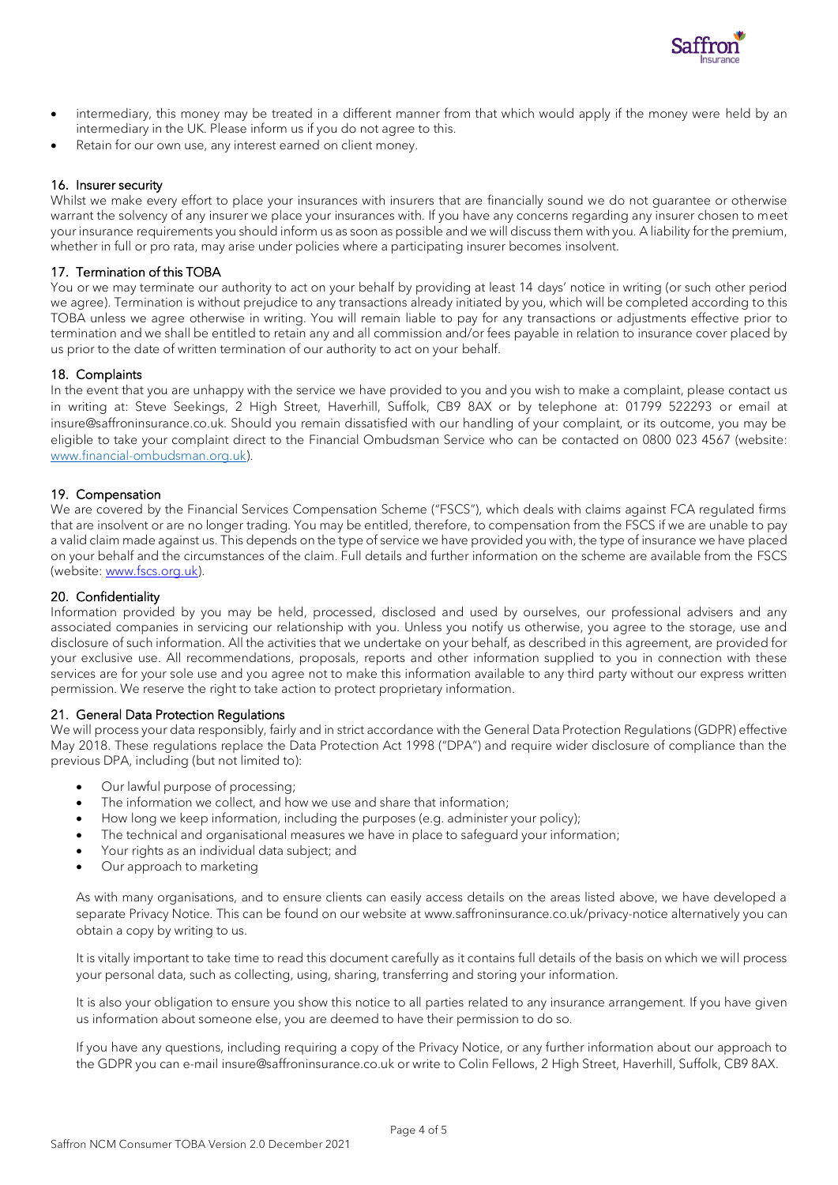- intermediary, this money may be treated in a different manner from that which would apply if the money were held by an intermediary in the UK. Please inform us if you do not agree to this.
- Retain for our own use, any interest earned on client money.

## 16. Insurer security

Whilst we make every effort to place your insurances with insurers that are financially sound we do not guarantee or otherwise warrant the solvency of any insurer we place your insurances with. If you have any concerns regarding any insurer chosen to meet your insurance requirements you should inform us as soon as possible and we will discuss them with you. A liability for the premium, whether in full or pro rata, may arise under policies where a participating insurer becomes insolvent.

## 17. Termination of this TOBA

You or we may terminate our authority to act on your behalf by providing at least 14 days' notice in writing (or such other period we agree). Termination is without prejudice to any transactions already initiated by you, which will be completed according to this TOBA unless we agree otherwise in writing. You will remain liable to pay for any transactions or adjustments effective prior to termination and we shall be entitled to retain any and all commission and/or fees payable in relation to insurance cover placed by us prior to the date of written termination of our authority to act on your behalf.

## 18. Complaints

In the event that you are unhappy with the service we have provided to you and you wish to make a complaint, please contact us in writing at: Steve Seekings, 2 High Street, Haverhill, Suffolk, CB9 8AX or by telephone at: 01799 522293 or email at insure@saffroninsurance.co.uk. Should you remain dissatisfied with our handling of your complaint, or its outcome, you may be eligible to take your complaint direct to the Financial Ombudsman Service who can be contacted on 0800 023 4567 (website: [www.financial-ombudsman.org.uk](www.financial-ombudsman.org.uk)).

## 19. Compensation

We are covered by the Financial Services Compensation Scheme ("FSCS"), which deals with claims against FCA regulated firms that are insolvent or are no longer trading. You may be entitled, therefore, to compensation from the FSCS if we are unable to pay a valid claim made against us. This depends on the type of service we have provided you with, the type of insurance we have placed on your behalf and the circumstances of the claim. Full details and further information on the scheme are available from the FSCS (website: [www.fscs.org.uk](www.fscs.org.uk)).

## 20. Confidentiality

Information provided by you may be held, processed, disclosed and used by ourselves, our professional advisers and any associated companies in servicing our relationship with you. Unless you notify us otherwise, you agree to the storage, use and disclosure of such information. All the activities that we undertake on your behalf, as described in this agreement, are provided for your exclusive use. All recommendations, proposals, reports and other information supplied to you in connection with these services are for your sole use and you agree not to make this information available to any third party without our express written permission. We reserve the right to take action to protect proprietary information.

## 21. General Data Protection Regulations

We will process your data responsibly, fairly and in strict accordance with the General Data Protection Regulations (GDPR) effective May 2018. These regulations replace the Data Protection Act 1998 ("DPA") and require wider disclosure of compliance than the previous DPA, including (but not limited to):

- Our lawful purpose of processing;
- The information we collect, and how we use and share that information;
- How long we keep information, including the purposes (e.g. administer your policy);
- The technical and organisational measures we have in place to safeguard your information;
- Your rights as an individual data subject; and
- Our approach to marketing

As with many organisations, and to ensure clients can easily access details on the areas listed above, we have developed a separate Privacy Notice. This can be found on our website at www.saffroninsurance.co.uk/privacy-notice alternatively you can obtain a copy by writing to us.

It is vitally important to take time to read this document carefully as it contains full details of the basis on which we will process your personal data, such as collecting, using, sharing, transferring and storing your information.

It is also your obligation to ensure you show this notice to all parties related to any insurance arrangement. If you have given us information about someone else, you are deemed to have their permission to do so.

If you have any questions, including requiring a copy of the Privacy Notice, or any further information about our approach to the GDPR you can e-mail insure@saffroninsurance.co.uk or write to Colin Fellows, 2 High Street, Haverhill, Suffolk, CB9 8AX.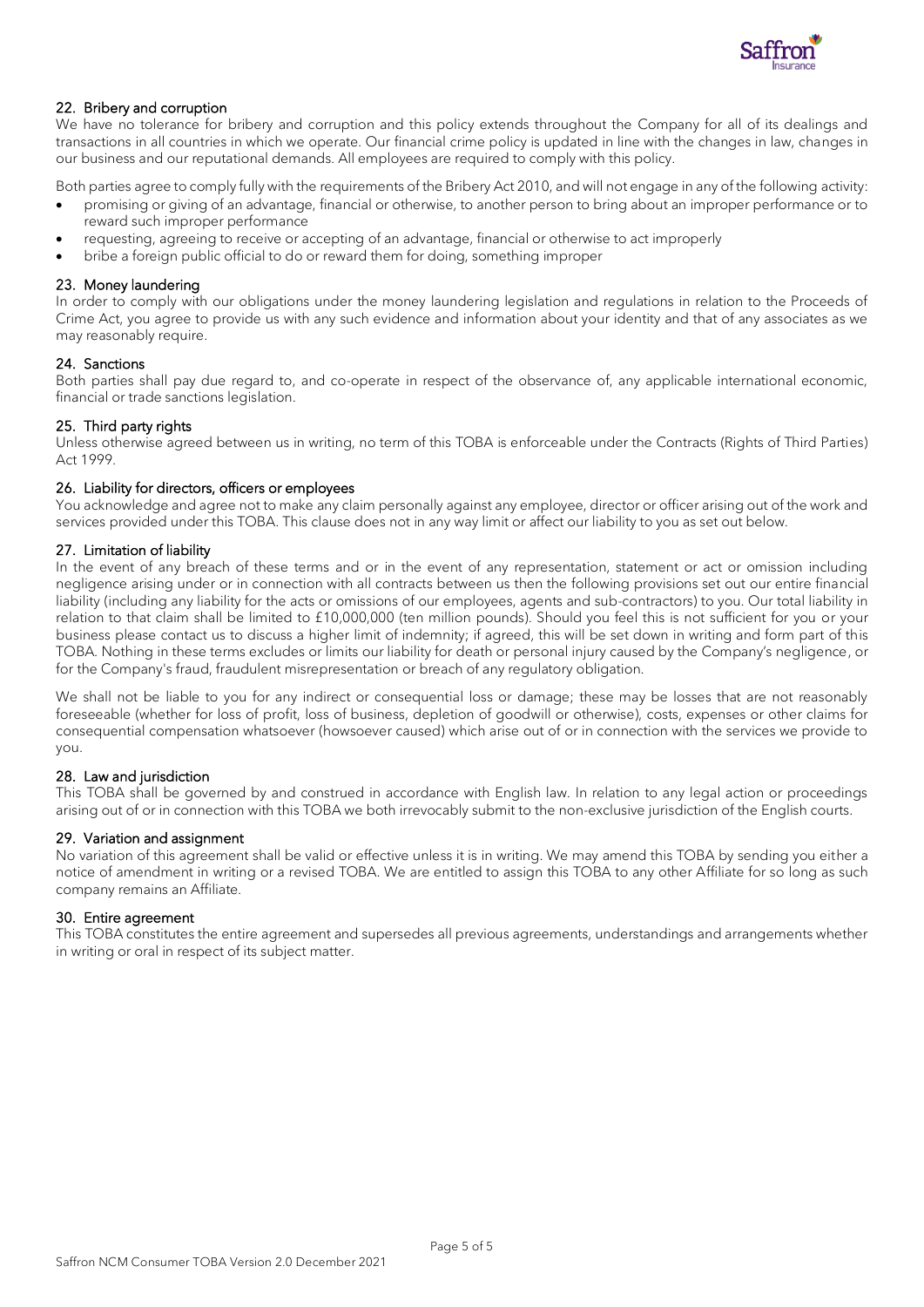## 22. Bribery and corruption

We have no tolerance for bribery and corruption and this policy extends throughout the Company for all of its dealings and transactions in all countries in which we operate. Our financial crime policy is updated in line with the changes in law, changes in our business and our reputational demands. All employees are required to comply with this policy.

Both parties agree to comply fully with the requirements of the Bribery Act 2010, and will not engage in any of the following activity:

- promising or giving of an advantage, financial or otherwise, to another person to bring about an improper performance or to reward such improper performance
- requesting, agreeing to receive or accepting of an advantage, financial or otherwise to act improperly
- bribe a foreign public official to do or reward them for doing, something improper

## 23. Money laundering

In order to comply with our obligations under the money laundering legislation and regulations in relation to the Proceeds of Crime Act, you agree to provide us with any such evidence and information about your identity and that of any associates as we may reasonably require.

## 24. Sanctions

Both parties shall pay due regard to, and co-operate in respect of the observance of, any applicable international economic, financial or trade sanctions legislation.

## 25. Third party rights

Unless otherwise agreed between us in writing, no term of this TOBA is enforceable under the Contracts (Rights of Third Parties) Act 1999.

## 26. Liability for directors, officers or employees

You acknowledge and agree not to make any claim personally against any employee, director or officer arising out of the work and services provided under this TOBA. This clause does not in any way limit or affect our liability to you as set out below.

## 27. Limitation of liability

In the event of any breach of these terms and or in the event of any representation, statement or act or omission including negligence arising under or in connection with all contracts between us then the following provisions set out our entire financial liability (including any liability for the acts or omissions of our employees, agents and sub-contractors) to you. Our total liability in relation to that claim shall be limited to £10,000,000 (ten million pounds). Should you feel this is not sufficient for you or your business please contact us to discuss a higher limit of indemnity; if agreed, this will be set down in writing and form part of this TOBA. Nothing in these terms excludes or limits our liability for death or personal injury caused by the Company's negligence, or for the Company's fraud, fraudulent misrepresentation or breach of any regulatory obligation.

We shall not be liable to you for any indirect or consequential loss or damage; these may be losses that are not reasonably foreseeable (whether for loss of profit, loss of business, depletion of goodwill or otherwise), costs, expenses or other claims for consequential compensation whatsoever (howsoever caused) which arise out of or in connection with the services we provide to you.

## 28. Law and jurisdiction

This TOBA shall be governed by and construed in accordance with English law. In relation to any legal action or proceedings arising out of or in connection with this TOBA we both irrevocably submit to the non-exclusive jurisdiction of the English courts.

## 29. Variation and assignment

No variation of this agreement shall be valid or effective unless it is in writing. We may amend this TOBA by sending you either a notice of amendment in writing or a revised TOBA. We are entitled to assign this TOBA to any other Affiliate for so long as such company remains an Affiliate.

## 30. Entire agreement

This TOBA constitutes the entire agreement and supersedes all previous agreements, understandings and arrangements whether in writing or oral in respect of its subject matter.